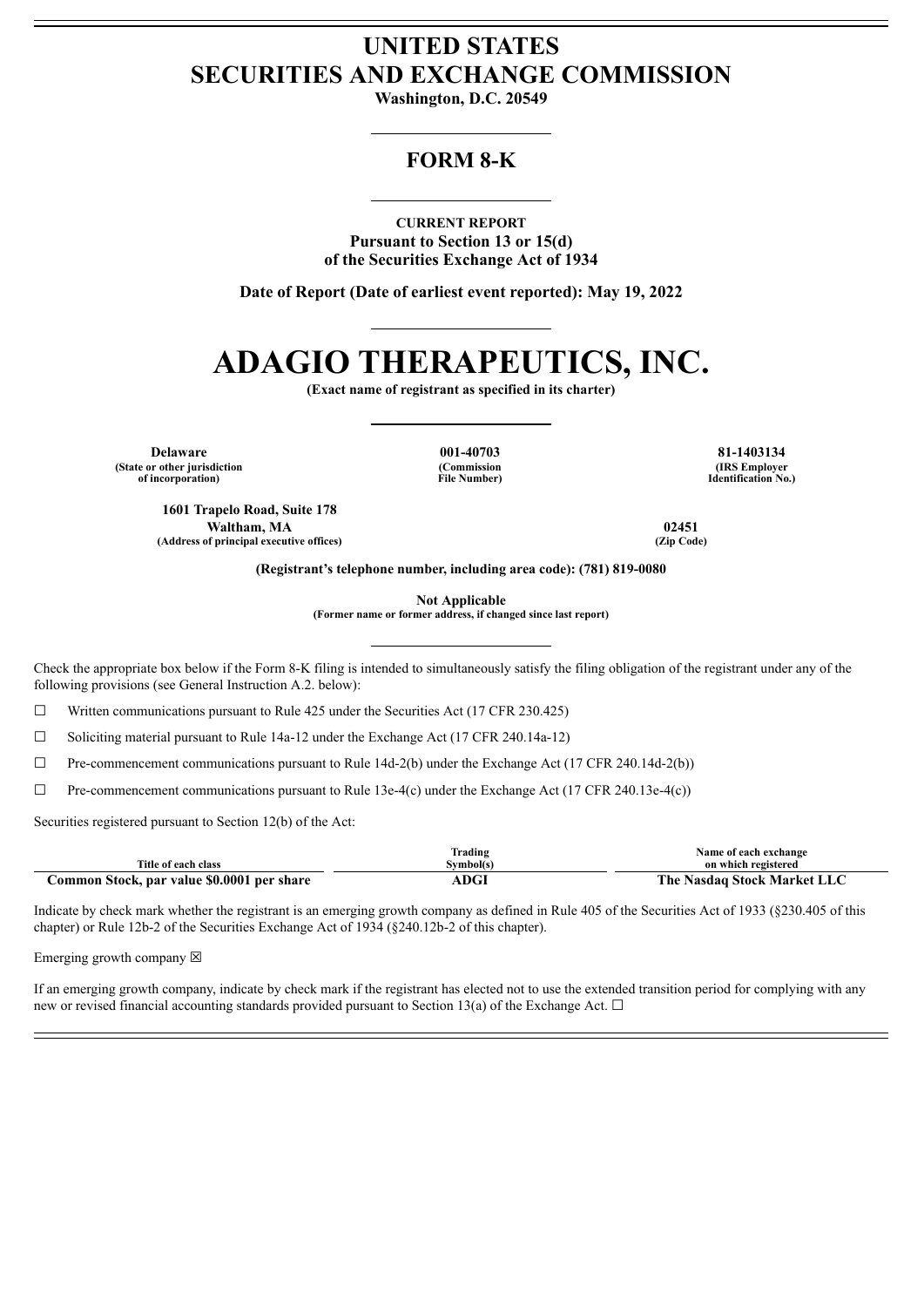# UNITED STATES
# SECURITIES AND EXCHANGE COMMISSION

**Washington, D.C. 20549**

## FORM 8-K

**CURRENT REPORT**
**Pursuant to Section 13 or 15(d)**
**of the Securities Exchange Act of 1934**

**Date of Report (Date of earliest event reported): May 19, 2022**

# ADAGIO THERAPEUTICS, INC.

**(Exact name of registrant as specified in its charter)**

| Delaware | 001-40703 | 81-1403134 |
|---|---|---|
| (State or other jurisdiction of incorporation) | (Commission File Number) | (IRS Employer Identification No.) |

| 1601 Trapelo Road, Suite 178 Waltham, MA | 02451 |
|---|---|
| (Address of principal executive offices) | (Zip Code) |

**(Registrant's telephone number, including area code): (781) 819-0080**

**Not Applicable**
**(Former name or former address, if changed since last report)**

Check the appropriate box below if the Form 8-K filing is intended to simultaneously satisfy the filing obligation of the registrant under any of the following provisions (see General Instruction A.2. below):

☐ Written communications pursuant to Rule 425 under the Securities Act (17 CFR 230.425)

☐ Soliciting material pursuant to Rule 14a-12 under the Exchange Act (17 CFR 240.14a-12)

☐ Pre-commencement communications pursuant to Rule 14d-2(b) under the Exchange Act (17 CFR 240.14d-2(b))

☐ Pre-commencement communications pursuant to Rule 13e-4(c) under the Exchange Act (17 CFR 240.13e-4(c))

Securities registered pursuant to Section 12(b) of the Act:

| Title of each class | Trading Symbol(s) | Name of each exchange on which registered |
|---|---|---|
| **Common Stock, par value $0.0001 per share** | **ADGI** | **The Nasdaq Stock Market LLC** |

Indicate by check mark whether the registrant is an emerging growth company as defined in Rule 405 of the Securities Act of 1933 (§230.405 of this chapter) or Rule 12b-2 of the Securities Exchange Act of 1934 (§240.12b-2 of this chapter).

Emerging growth company ☒

If an emerging growth company, indicate by check mark if the registrant has elected not to use the extended transition period for complying with any new or revised financial accounting standards provided pursuant to Section 13(a) of the Exchange Act. ☐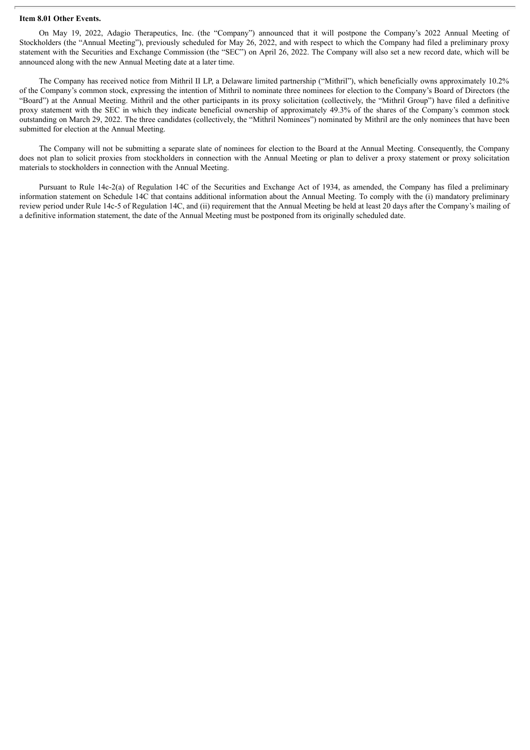**Item 8.01 Other Events.**

On May 19, 2022, Adagio Therapeutics, Inc. (the "Company") announced that it will postpone the Company's 2022 Annual Meeting of Stockholders (the "Annual Meeting"), previously scheduled for May 26, 2022, and with respect to which the Company had filed a preliminary proxy statement with the Securities and Exchange Commission (the "SEC") on April 26, 2022. The Company will also set a new record date, which will be announced along with the new Annual Meeting date at a later time.

The Company has received notice from Mithril II LP, a Delaware limited partnership ("Mithril"), which beneficially owns approximately 10.2% of the Company's common stock, expressing the intention of Mithril to nominate three nominees for election to the Company's Board of Directors (the "Board") at the Annual Meeting. Mithril and the other participants in its proxy solicitation (collectively, the "Mithril Group") have filed a definitive proxy statement with the SEC in which they indicate beneficial ownership of approximately 49.3% of the shares of the Company's common stock outstanding on March 29, 2022. The three candidates (collectively, the "Mithril Nominees") nominated by Mithril are the only nominees that have been submitted for election at the Annual Meeting.

The Company will not be submitting a separate slate of nominees for election to the Board at the Annual Meeting. Consequently, the Company does not plan to solicit proxies from stockholders in connection with the Annual Meeting or plan to deliver a proxy statement or proxy solicitation materials to stockholders in connection with the Annual Meeting.

Pursuant to Rule 14c-2(a) of Regulation 14C of the Securities and Exchange Act of 1934, as amended, the Company has filed a preliminary information statement on Schedule 14C that contains additional information about the Annual Meeting. To comply with the (i) mandatory preliminary review period under Rule 14c-5 of Regulation 14C, and (ii) requirement that the Annual Meeting be held at least 20 days after the Company's mailing of a definitive information statement, the date of the Annual Meeting must be postponed from its originally scheduled date.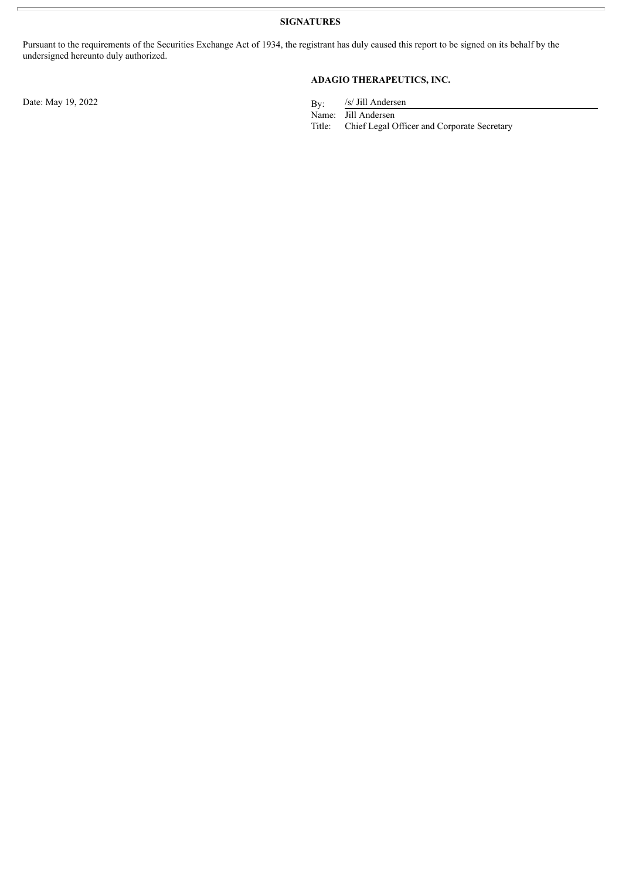**SIGNATURES**

Pursuant to the requirements of the Securities Exchange Act of 1934, the registrant has duly caused this report to be signed on its behalf by the undersigned hereunto duly authorized.

**ADAGIO THERAPEUTICS, INC.**

Date: May 19, 2022

| | |
|---|---|
| By: | /s/ Jill Andersen |
| Name: | Jill Andersen |
| Title: | Chief Legal Officer and Corporate Secretary |